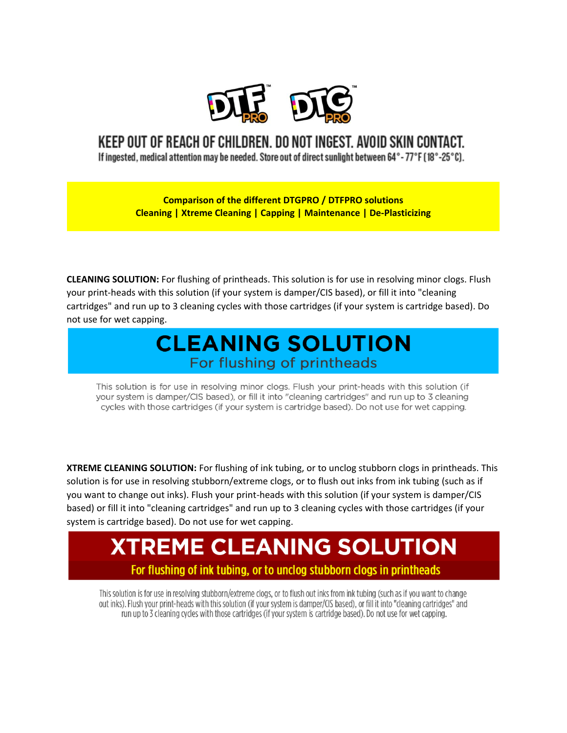DTF PRO DTG PRO

KEEP OUT OF REACH OF CHILDREN. DO NOT INGEST. AVOID SKIN CONTACT.

If ingested, medical attention may be needed. Store out of direct sunlight between 64°-77°F (18°-25°C).

**Comparison of the different DTGPRO / DTFPRO solutions**
**Cleaning | Xtreme Cleaning | Capping | Maintenance | De-Plasticizing**

**CLEANING SOLUTION:** For flushing of printheads. This solution is for use in resolving minor clogs. Flush your print-heads with this solution (if your system is damper/CIS based), or fill it into "cleaning cartridges" and run up to 3 cleaning cycles with those cartridges (if your system is cartridge based). Do not use for wet capping.

## CLEANING SOLUTION

For flushing of printheads

This solution is for use in resolving minor clogs. Flush your print-heads with this solution (if your system is damper/CIS based), or fill it into "cleaning cartridges" and run up to 3 cleaning cycles with those cartridges (if your system is cartridge based). Do not use for wet capping.

**XTREME CLEANING SOLUTION:** For flushing of ink tubing, or to unclog stubborn clogs in printheads. This solution is for use in resolving stubborn/extreme clogs, or to flush out inks from ink tubing (such as if you want to change out inks). Flush your print-heads with this solution (if your system is damper/CIS based) or fill it into "cleaning cartridges" and run up to 3 cleaning cycles with those cartridges (if your system is cartridge based). Do not use for wet capping.

## XTREME CLEANING SOLUTION

For flushing of ink tubing, or to unclog stubborn clogs in printheads

This solution is for use in resolving stubborn/extreme clogs, or to flush out inks from ink tubing (such as if you want to change out inks). Flush your print-heads with this solution (if your system is damper/CIS based), or fill it into "cleaning cartridges" and run up to 3 cleaning cycles with those cartridges (if your system is cartridge based). Do not use for wet capping.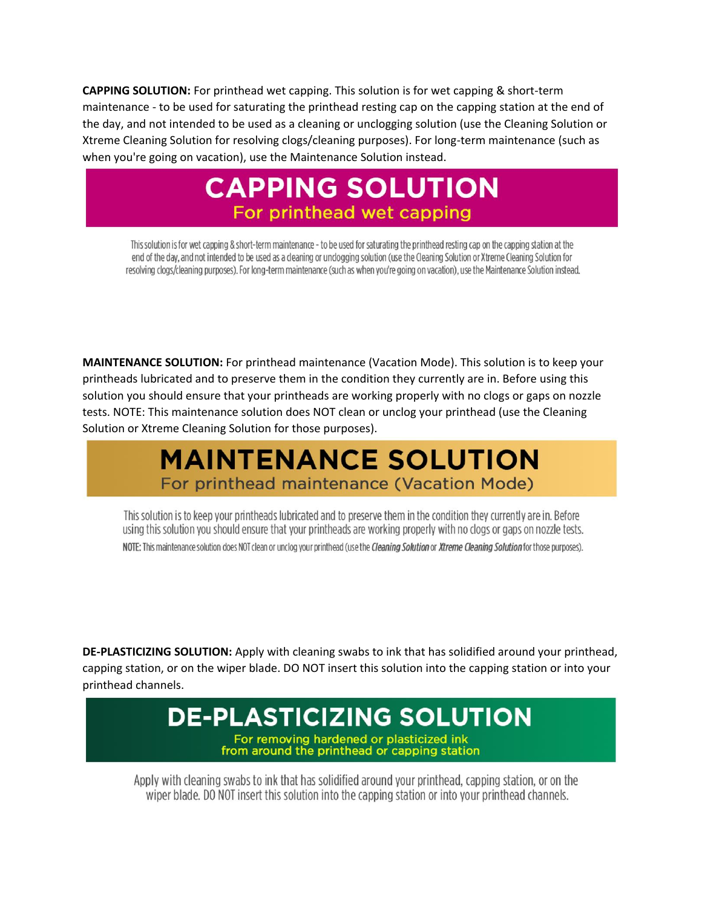**CAPPING SOLUTION:** For printhead wet capping. This solution is for wet capping & short-term maintenance - to be used for saturating the printhead resting cap on the capping station at the end of the day, and not intended to be used as a cleaning or unclogging solution (use the Cleaning Solution or Xtreme Cleaning Solution for resolving clogs/cleaning purposes). For long-term maintenance (such as when you're going on vacation), use the Maintenance Solution instead.

## CAPPING SOLUTION

For printhead wet capping

This solution is for wet capping & short-term maintenance - to be used for saturating the printhead resting cap on the capping station at the end of the day, and not intended to be used as a cleaning or unclogging solution (use the Cleaning Solution or Xtreme Cleaning Solution for resolving clogs/cleaning purposes). For long-term maintenance (such as when you're going on vacation), use the Maintenance Solution instead.

**MAINTENANCE SOLUTION:** For printhead maintenance (Vacation Mode). This solution is to keep your printheads lubricated and to preserve them in the condition they currently are in. Before using this solution you should ensure that your printheads are working properly with no clogs or gaps on nozzle tests. NOTE: This maintenance solution does NOT clean or unclog your printhead (use the Cleaning Solution or Xtreme Cleaning Solution for those purposes).

## MAINTENANCE SOLUTION

For printhead maintenance (Vacation Mode)

This solution is to keep your printheads lubricated and to preserve them in the condition they currently are in. Before using this solution you should ensure that your printheads are working properly with no clogs or gaps on nozzle tests.

**NOTE:** This maintenance solution does NOT clean or unclog your printhead (use the ***Cleaning Solution*** or ***Xtreme Cleaning Solution*** for those purposes).

**DE-PLASTICIZING SOLUTION:** Apply with cleaning swabs to ink that has solidified around your printhead, capping station, or on the wiper blade. DO NOT insert this solution into the capping station or into your printhead channels.

## DE-PLASTICIZING SOLUTION

For removing hardened or plasticized ink from around the printhead or capping station

Apply with cleaning swabs to ink that has solidified around your printhead, capping station, or on the wiper blade. DO NOT insert this solution into the capping station or into your printhead channels.